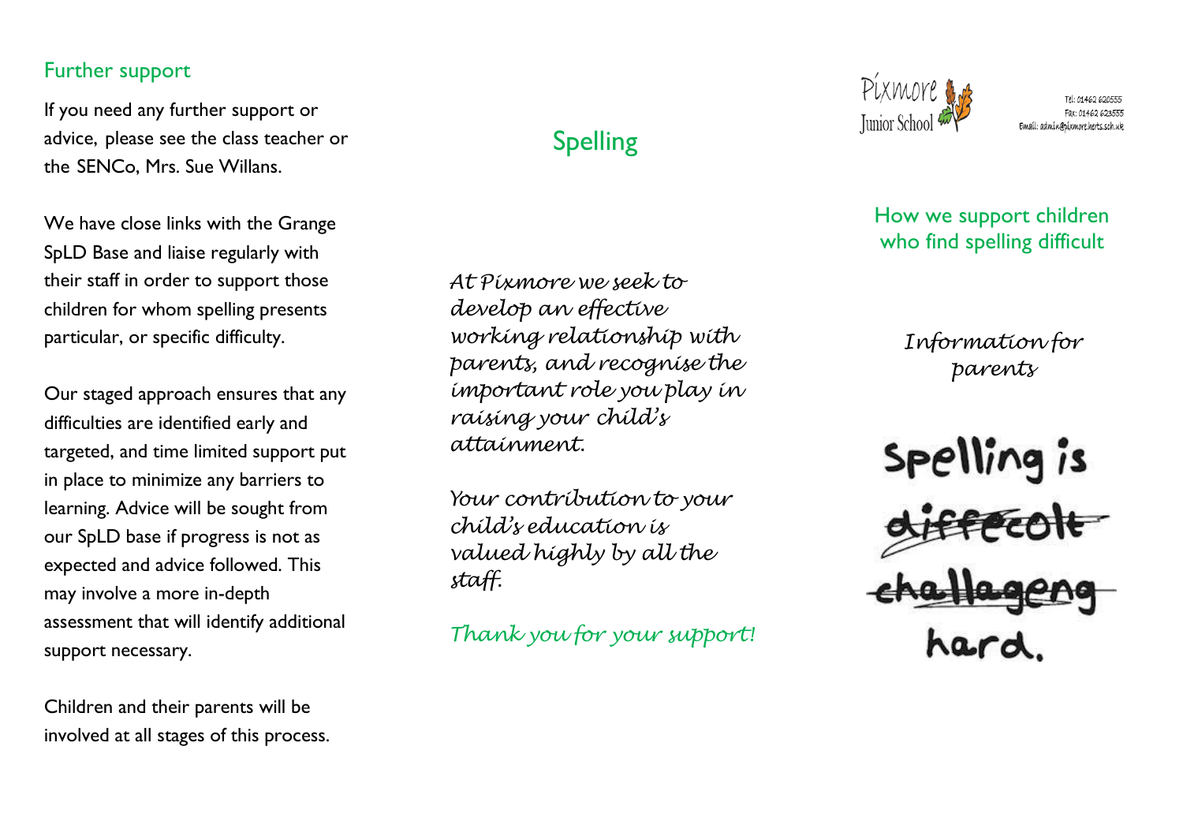## Further support

If you need any further support or advice, please see the class teacher or the SENCo, Mrs. Sue Willans.

We have close links with the Grange SpLD Base and liaise regularly with their staff in order to support those children for whom spelling presents particular, or specific difficulty.

Our staged approach ensures that any difficulties are identified early and targeted, and time limited support put in place to minimize any barriers to learning. Advice will be sought from our SpLD base if progress is not as expected and advice followed. This may involve a more in-depth assessment that will identify additional support necessary.

Children and their parents will be involved at all stages of this process.

## Spelling

*At Pixmore we seek to develop an effective working relationship with parents, and recognise the important role you play in raising your child's attainment.*

*Your contribution to your child's education is valued highly by all the staff.*

*Thank you for your support!*

Pixmore Junior School

Tel: 01462 620555
Fax: 01462 623555
Email: admin@pixmore.herts.sch.uk

# How we support children who find spelling difficult

*Information for parents*

Spelling is ~~diffecolt~~ ~~challageng~~ hard.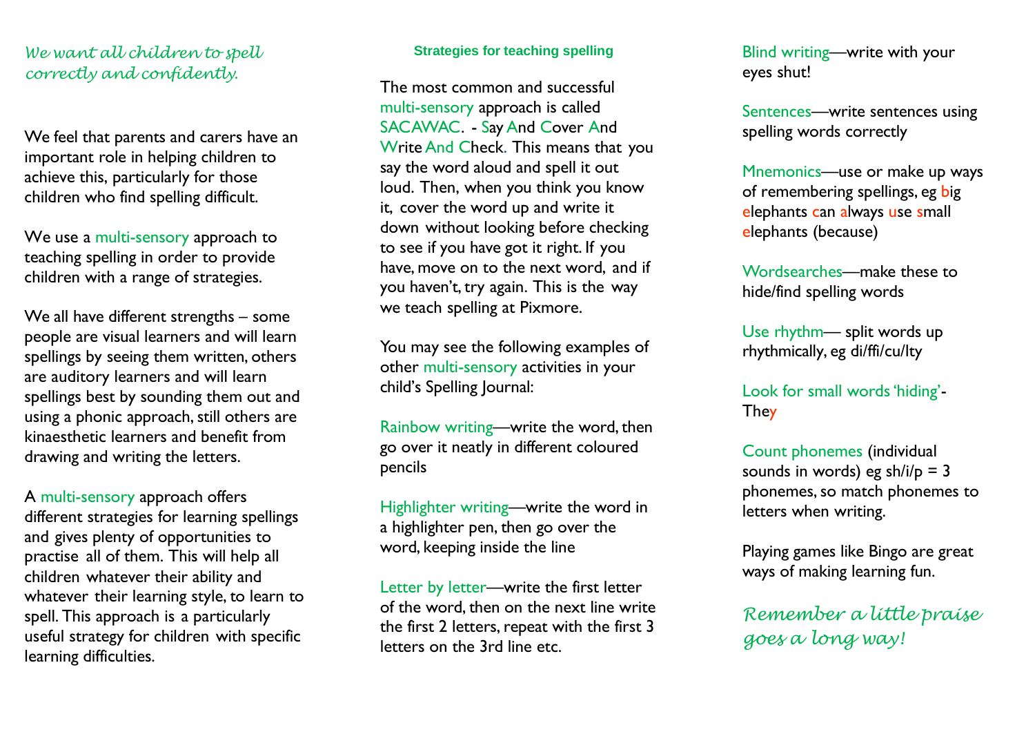*We want all children to spell correctly and confidently.*

We feel that parents and carers have an important role in helping children to achieve this, particularly for those children who find spelling difficult.

We use a multi-sensory approach to teaching spelling in order to provide children with a range of strategies.

We all have different strengths – some people are visual learners and will learn spellings by seeing them written, others are auditory learners and will learn spellings best by sounding them out and using a phonic approach, still others are kinaesthetic learners and benefit from drawing and writing the letters.

A multi-sensory approach offers different strategies for learning spellings and gives plenty of opportunities to practise all of them. This will help all children whatever their ability and whatever their learning style, to learn to spell. This approach is a particularly useful strategy for children with specific learning difficulties.

## Strategies for teaching spelling

The most common and successful multi-sensory approach is called SACAWAC. - Say And Cover And Write And Check. This means that you say the word aloud and spell it out loud. Then, when you think you know it, cover the word up and write it down without looking before checking to see if you have got it right. If you have, move on to the next word, and if you haven't, try again. This is the way we teach spelling at Pixmore.

You may see the following examples of other multi-sensory activities in your child's Spelling Journal:

Rainbow writing—write the word, then go over it neatly in different coloured pencils

Highlighter writing—write the word in a highlighter pen, then go over the word, keeping inside the line

Letter by letter—write the first letter of the word, then on the next line write the first 2 letters, repeat with the first 3 letters on the 3rd line etc.

Blind writing—write with your eyes shut!

Sentences—write sentences using spelling words correctly

Mnemonics—use or make up ways of remembering spellings, eg big elephants can always use small elephants (because)

Wordsearches—make these to hide/find spelling words

Use rhythm— split words up rhythmically, eg di/ffi/cu/lty

Look for small words 'hiding'- They

Count phonemes (individual sounds in words) eg sh/i/p = 3 phonemes, so match phonemes to letters when writing.

Playing games like Bingo are great ways of making learning fun.

*Remember a little praise goes a long way!*